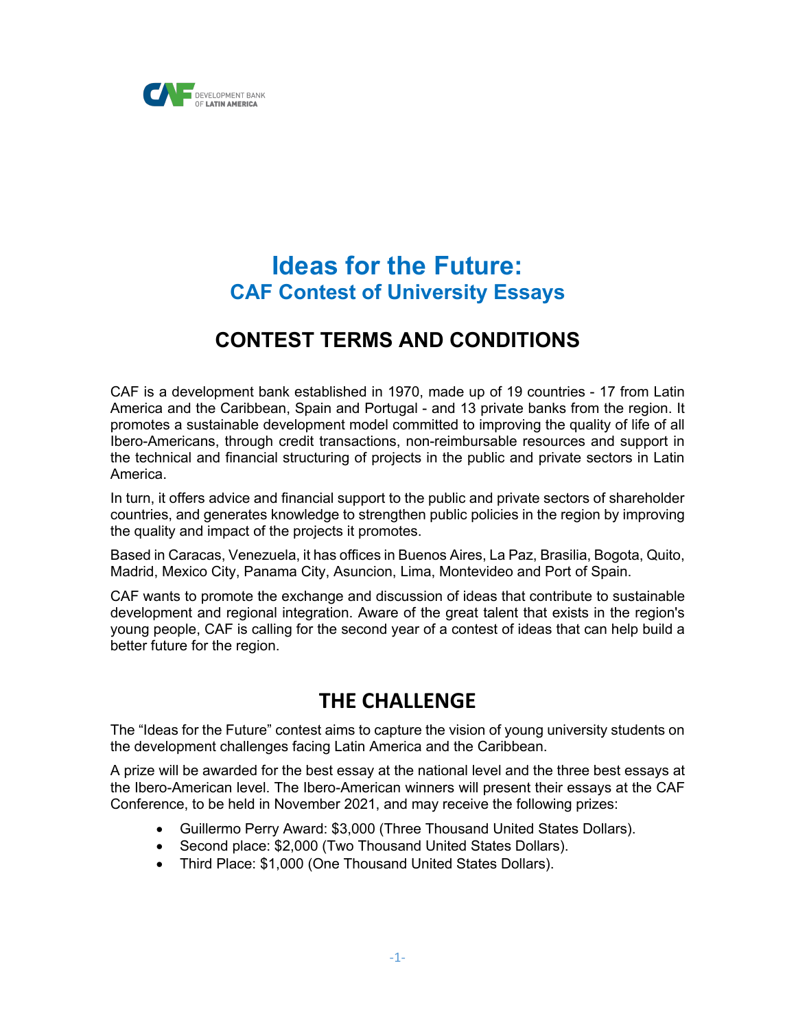# Ideas for the Future:
## CAF Contest of University Essays

## CONTEST TERMS AND CONDITIONS

CAF is a development bank established in 1970, made up of 19 countries - 17 from Latin America and the Caribbean, Spain and Portugal - and 13 private banks from the region. It promotes a sustainable development model committed to improving the quality of life of all Ibero-Americans, through credit transactions, non-reimbursable resources and support in the technical and financial structuring of projects in the public and private sectors in Latin America.

In turn, it offers advice and financial support to the public and private sectors of shareholder countries, and generates knowledge to strengthen public policies in the region by improving the quality and impact of the projects it promotes.

Based in Caracas, Venezuela, it has offices in Buenos Aires, La Paz, Brasilia, Bogota, Quito, Madrid, Mexico City, Panama City, Asuncion, Lima, Montevideo and Port of Spain.

CAF wants to promote the exchange and discussion of ideas that contribute to sustainable development and regional integration. Aware of the great talent that exists in the region's young people, CAF is calling for the second year of a contest of ideas that can help build a better future for the region.

## THE CHALLENGE

The "Ideas for the Future" contest aims to capture the vision of young university students on the development challenges facing Latin America and the Caribbean.

A prize will be awarded for the best essay at the national level and the three best essays at the Ibero-American level. The Ibero-American winners will present their essays at the CAF Conference, to be held in November 2021, and may receive the following prizes:

- Guillermo Perry Award: $3,000 (Three Thousand United States Dollars).
- Second place: $2,000 (Two Thousand United States Dollars).
- Third Place: $1,000 (One Thousand United States Dollars).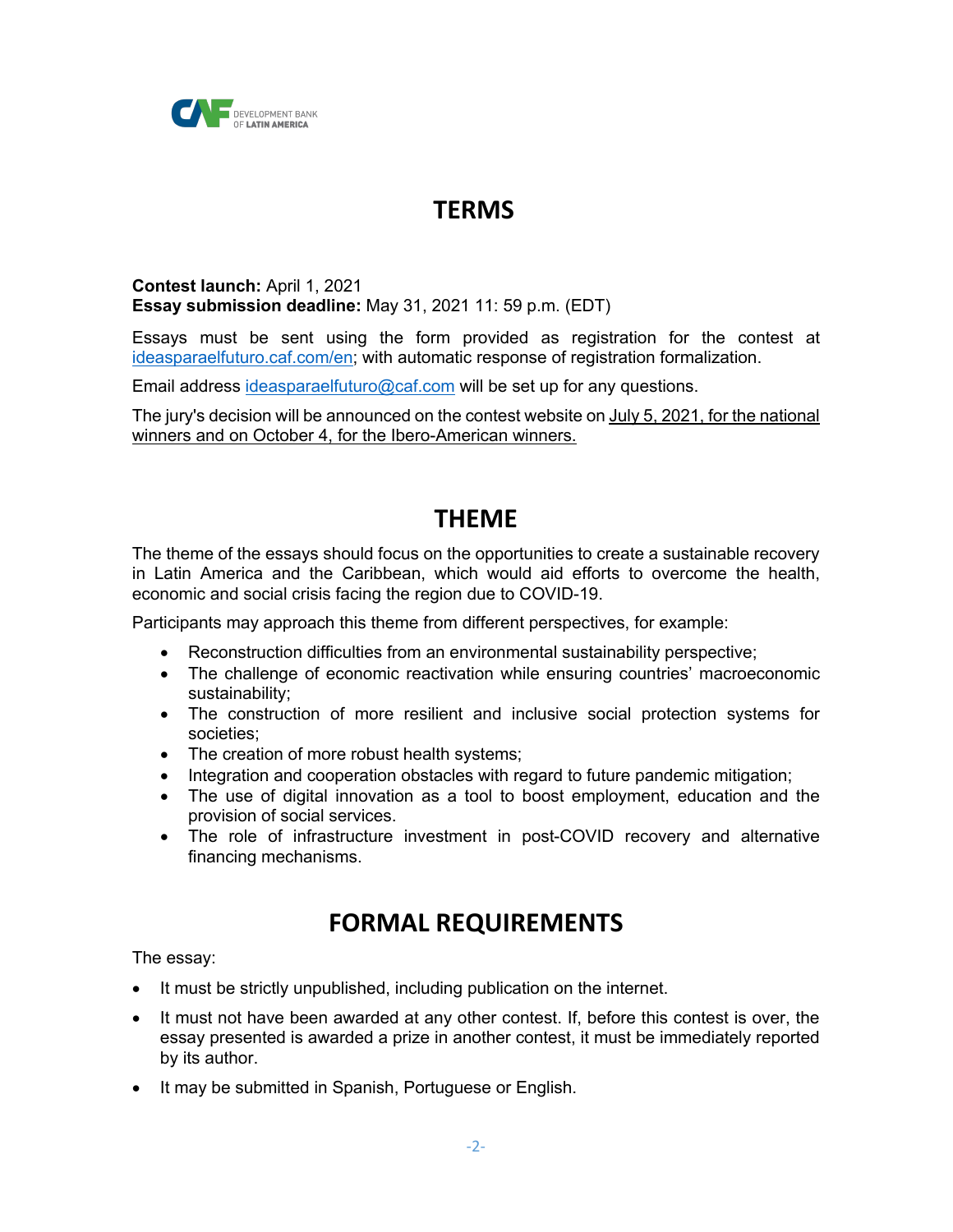# TERMS

**Contest launch:** April 1, 2021
**Essay submission deadline:** May 31, 2021 11: 59 p.m. (EDT)

Essays must be sent using the form provided as registration for the contest at ideasparaelfuturo.caf.com/en; with automatic response of registration formalization.

Email address ideasparaelfuturo@caf.com will be set up for any questions.

The jury's decision will be announced on the contest website on July 5, 2021, for the national winners and on October 4, for the Ibero-American winners.

# THEME

The theme of the essays should focus on the opportunities to create a sustainable recovery in Latin America and the Caribbean, which would aid efforts to overcome the health, economic and social crisis facing the region due to COVID-19.

Participants may approach this theme from different perspectives, for example:

- Reconstruction difficulties from an environmental sustainability perspective;
- The challenge of economic reactivation while ensuring countries' macroeconomic sustainability;
- The construction of more resilient and inclusive social protection systems for societies;
- The creation of more robust health systems;
- Integration and cooperation obstacles with regard to future pandemic mitigation;
- The use of digital innovation as a tool to boost employment, education and the provision of social services.
- The role of infrastructure investment in post-COVID recovery and alternative financing mechanisms.

# FORMAL REQUIREMENTS

The essay:

- It must be strictly unpublished, including publication on the internet.
- It must not have been awarded at any other contest. If, before this contest is over, the essay presented is awarded a prize in another contest, it must be immediately reported by its author.
- It may be submitted in Spanish, Portuguese or English.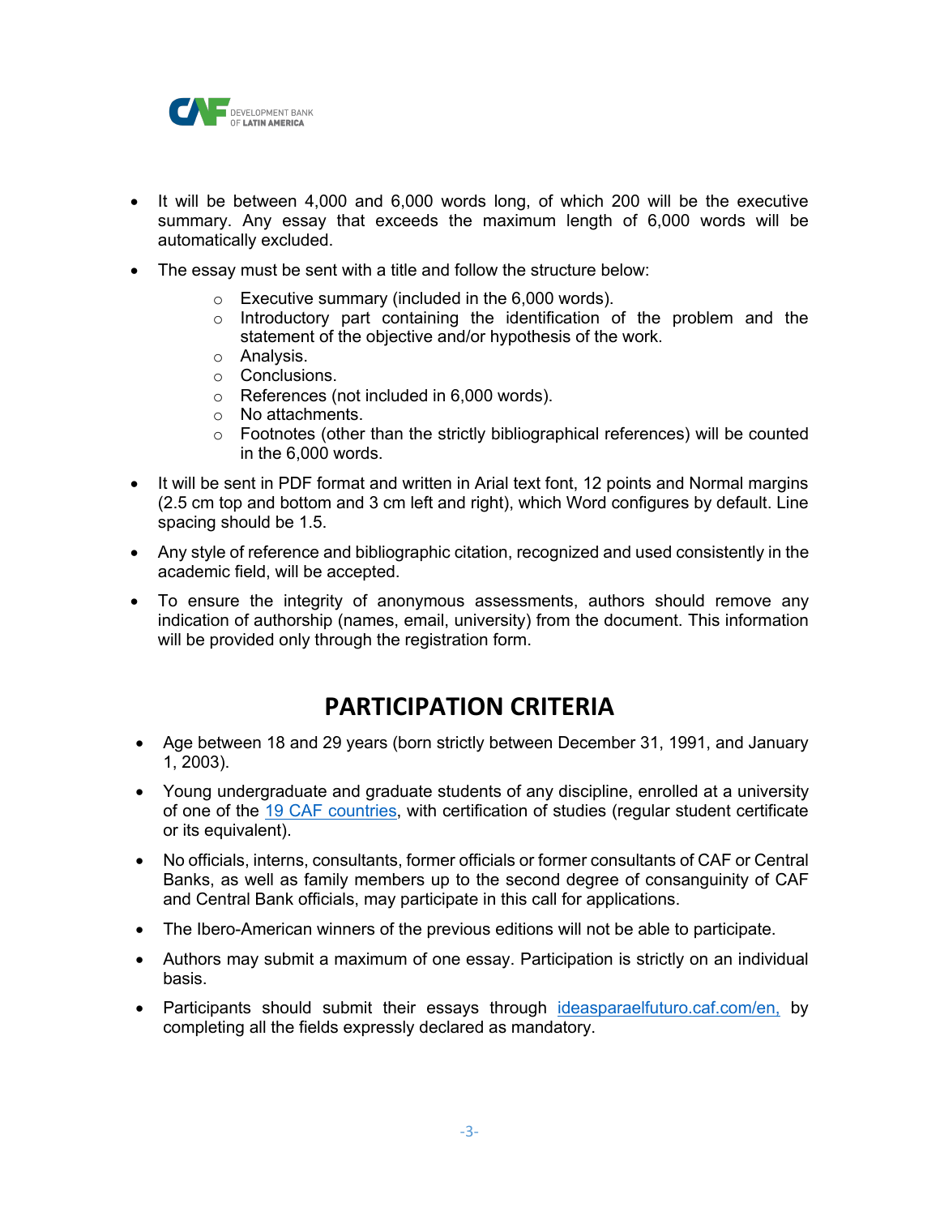- It will be between 4,000 and 6,000 words long, of which 200 will be the executive summary. Any essay that exceeds the maximum length of 6,000 words will be automatically excluded.
- The essay must be sent with a title and follow the structure below:
    - Executive summary (included in the 6,000 words).
    - Introductory part containing the identification of the problem and the statement of the objective and/or hypothesis of the work.
    - Analysis.
    - Conclusions.
    - References (not included in 6,000 words).
    - No attachments.
    - Footnotes (other than the strictly bibliographical references) will be counted in the 6,000 words.
- It will be sent in PDF format and written in Arial text font, 12 points and Normal margins (2.5 cm top and bottom and 3 cm left and right), which Word configures by default. Line spacing should be 1.5.
- Any style of reference and bibliographic citation, recognized and used consistently in the academic field, will be accepted.
- To ensure the integrity of anonymous assessments, authors should remove any indication of authorship (names, email, university) from the document. This information will be provided only through the registration form.

## PARTICIPATION CRITERIA

- Age between 18 and 29 years (born strictly between December 31, 1991, and January 1, 2003).
- Young undergraduate and graduate students of any discipline, enrolled at a university of one of the 19 CAF countries, with certification of studies (regular student certificate or its equivalent).
- No officials, interns, consultants, former officials or former consultants of CAF or Central Banks, as well as family members up to the second degree of consanguinity of CAF and Central Bank officials, may participate in this call for applications.
- The Ibero-American winners of the previous editions will not be able to participate.
- Authors may submit a maximum of one essay. Participation is strictly on an individual basis.
- Participants should submit their essays through ideasparaelfuturo.caf.com/en, by completing all the fields expressly declared as mandatory.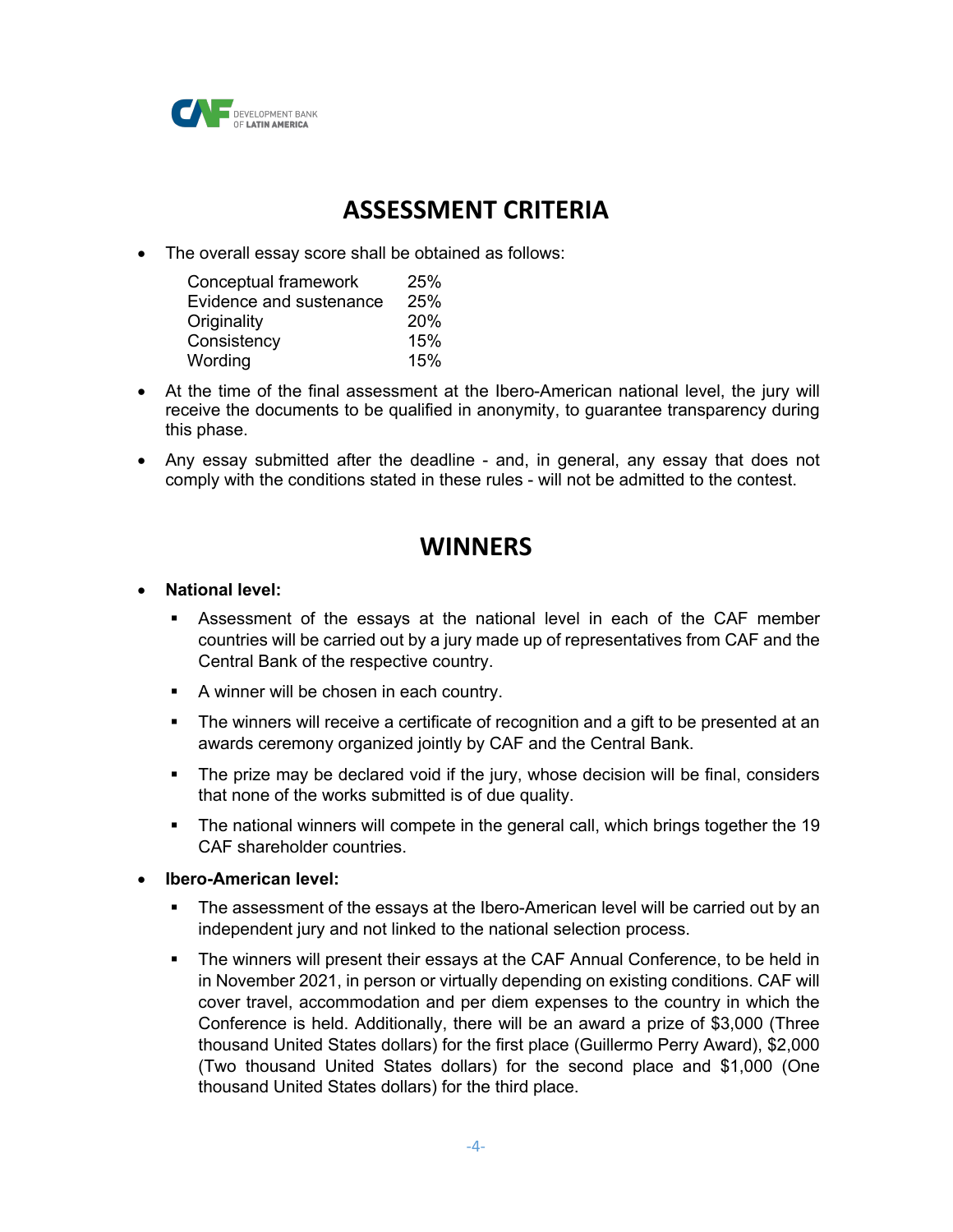## ASSESSMENT CRITERIA

- The overall essay score shall be obtained as follows:

| Criterion | Weight |
|---|---|
| Conceptual framework | 25% |
| Evidence and sustenance | 25% |
| Originality | 20% |
| Consistency | 15% |
| Wording | 15% |

- At the time of the final assessment at the Ibero-American national level, the jury will receive the documents to be qualified in anonymity, to guarantee transparency during this phase.
- Any essay submitted after the deadline - and, in general, any essay that does not comply with the conditions stated in these rules - will not be admitted to the contest.

## WINNERS

- **National level:**
  - Assessment of the essays at the national level in each of the CAF member countries will be carried out by a jury made up of representatives from CAF and the Central Bank of the respective country.
  - A winner will be chosen in each country.
  - The winners will receive a certificate of recognition and a gift to be presented at an awards ceremony organized jointly by CAF and the Central Bank.
  - The prize may be declared void if the jury, whose decision will be final, considers that none of the works submitted is of due quality.
  - The national winners will compete in the general call, which brings together the 19 CAF shareholder countries.
- **Ibero-American level:**
  - The assessment of the essays at the Ibero-American level will be carried out by an independent jury and not linked to the national selection process.
  - The winners will present their essays at the CAF Annual Conference, to be held in in November 2021, in person or virtually depending on existing conditions. CAF will cover travel, accommodation and per diem expenses to the country in which the Conference is held. Additionally, there will be an award a prize of $3,000 (Three thousand United States dollars) for the first place (Guillermo Perry Award), $2,000 (Two thousand United States dollars) for the second place and $1,000 (One thousand United States dollars) for the third place.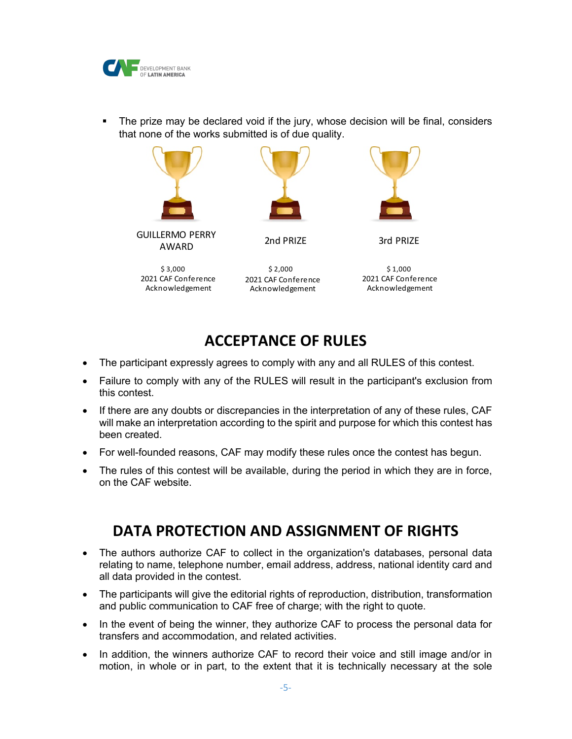- The prize may be declared void if the jury, whose decision will be final, considers that none of the works submitted is of due quality.

| GUILLERMO PERRY AWARD | 2nd PRIZE | 3rd PRIZE |
|---|---|---|
| $ 3,000<br>2021 CAF Conference Acknowledgement | $ 2,000<br>2021 CAF Conference Acknowledgement | $ 1,000<br>2021 CAF Conference Acknowledgement |

## ACCEPTANCE OF RULES

- The participant expressly agrees to comply with any and all RULES of this contest.
- Failure to comply with any of the RULES will result in the participant's exclusion from this contest.
- If there are any doubts or discrepancies in the interpretation of any of these rules, CAF will make an interpretation according to the spirit and purpose for which this contest has been created.
- For well-founded reasons, CAF may modify these rules once the contest has begun.
- The rules of this contest will be available, during the period in which they are in force, on the CAF website.

## DATA PROTECTION AND ASSIGNMENT OF RIGHTS

- The authors authorize CAF to collect in the organization's databases, personal data relating to name, telephone number, email address, address, national identity card and all data provided in the contest.
- The participants will give the editorial rights of reproduction, distribution, transformation and public communication to CAF free of charge; with the right to quote.
- In the event of being the winner, they authorize CAF to process the personal data for transfers and accommodation, and related activities.
- In addition, the winners authorize CAF to record their voice and still image and/or in motion, in whole or in part, to the extent that it is technically necessary at the sole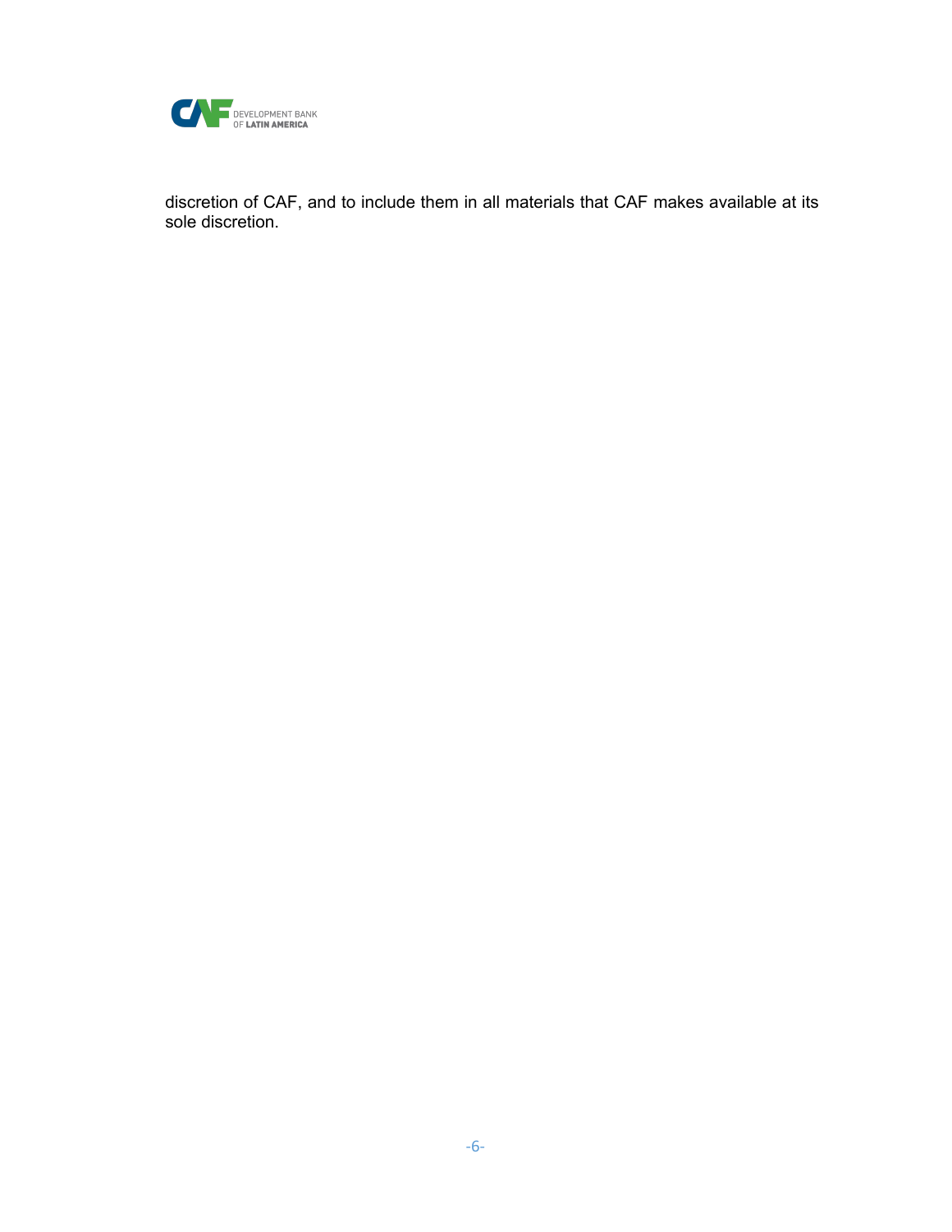discretion of CAF, and to include them in all materials that CAF makes available at its sole discretion.